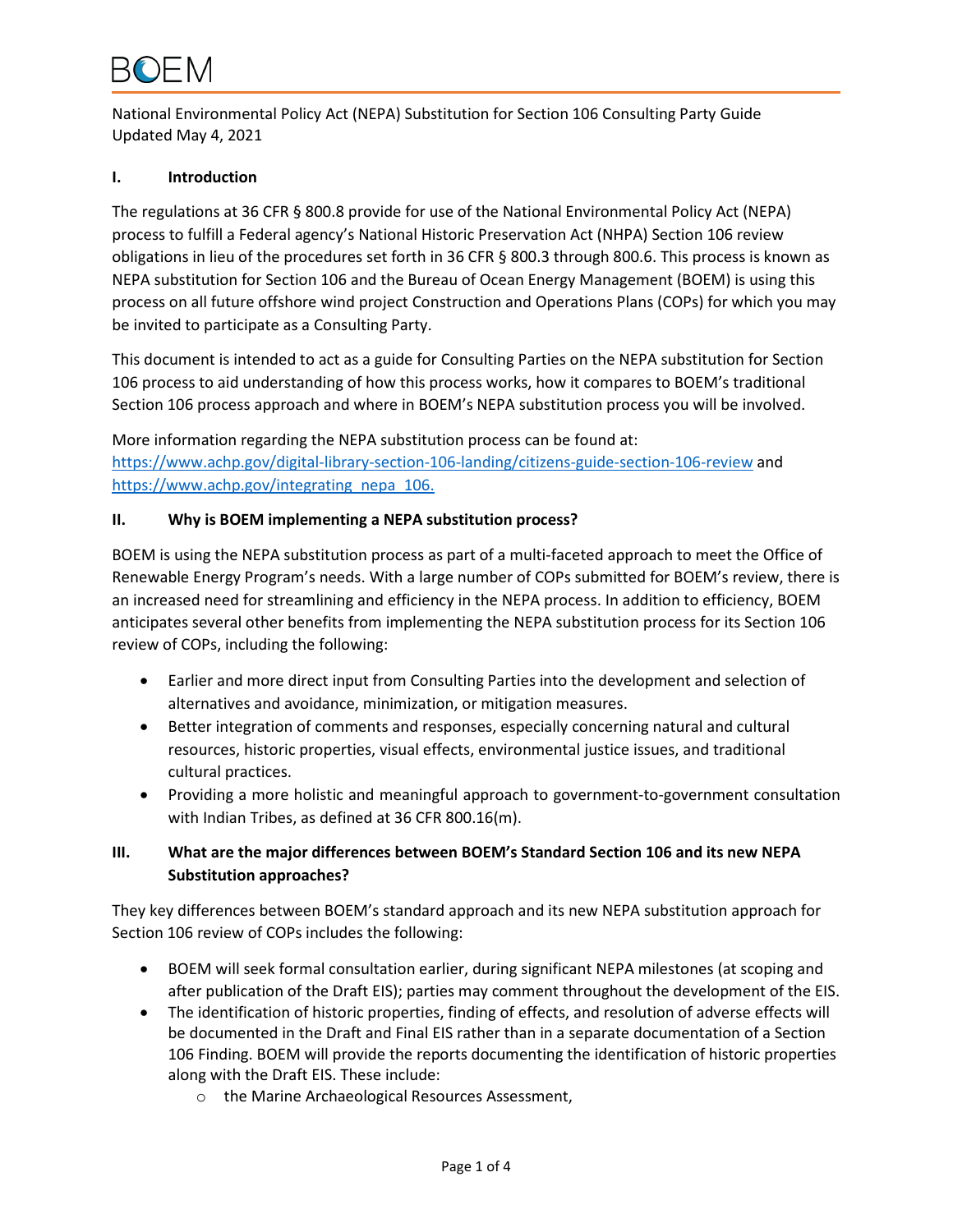# BOEM

National Environmental Policy Act (NEPA) Substitution for Section 106 Consulting Party Guide
Updated May 4, 2021

## I. Introduction

The regulations at 36 CFR § 800.8 provide for use of the National Environmental Policy Act (NEPA) process to fulfill a Federal agency's National Historic Preservation Act (NHPA) Section 106 review obligations in lieu of the procedures set forth in 36 CFR § 800.3 through 800.6. This process is known as NEPA substitution for Section 106 and the Bureau of Ocean Energy Management (BOEM) is using this process on all future offshore wind project Construction and Operations Plans (COPs) for which you may be invited to participate as a Consulting Party.

This document is intended to act as a guide for Consulting Parties on the NEPA substitution for Section 106 process to aid understanding of how this process works, how it compares to BOEM's traditional Section 106 process approach and where in BOEM's NEPA substitution process you will be involved.

More information regarding the NEPA substitution process can be found at: https://www.achp.gov/digital-library-section-106-landing/citizens-guide-section-106-review and https://www.achp.gov/integrating_nepa_106.

## II. Why is BOEM implementing a NEPA substitution process?

BOEM is using the NEPA substitution process as part of a multi-faceted approach to meet the Office of Renewable Energy Program's needs. With a large number of COPs submitted for BOEM's review, there is an increased need for streamlining and efficiency in the NEPA process. In addition to efficiency, BOEM anticipates several other benefits from implementing the NEPA substitution process for its Section 106 review of COPs, including the following:

- Earlier and more direct input from Consulting Parties into the development and selection of alternatives and avoidance, minimization, or mitigation measures.
- Better integration of comments and responses, especially concerning natural and cultural resources, historic properties, visual effects, environmental justice issues, and traditional cultural practices.
- Providing a more holistic and meaningful approach to government-to-government consultation with Indian Tribes, as defined at 36 CFR 800.16(m).

## III. What are the major differences between BOEM's Standard Section 106 and its new NEPA Substitution approaches?

They key differences between BOEM's standard approach and its new NEPA substitution approach for Section 106 review of COPs includes the following:

- BOEM will seek formal consultation earlier, during significant NEPA milestones (at scoping and after publication of the Draft EIS); parties may comment throughout the development of the EIS.
- The identification of historic properties, finding of effects, and resolution of adverse effects will be documented in the Draft and Final EIS rather than in a separate documentation of a Section 106 Finding. BOEM will provide the reports documenting the identification of historic properties along with the Draft EIS. These include:
  - the Marine Archaeological Resources Assessment,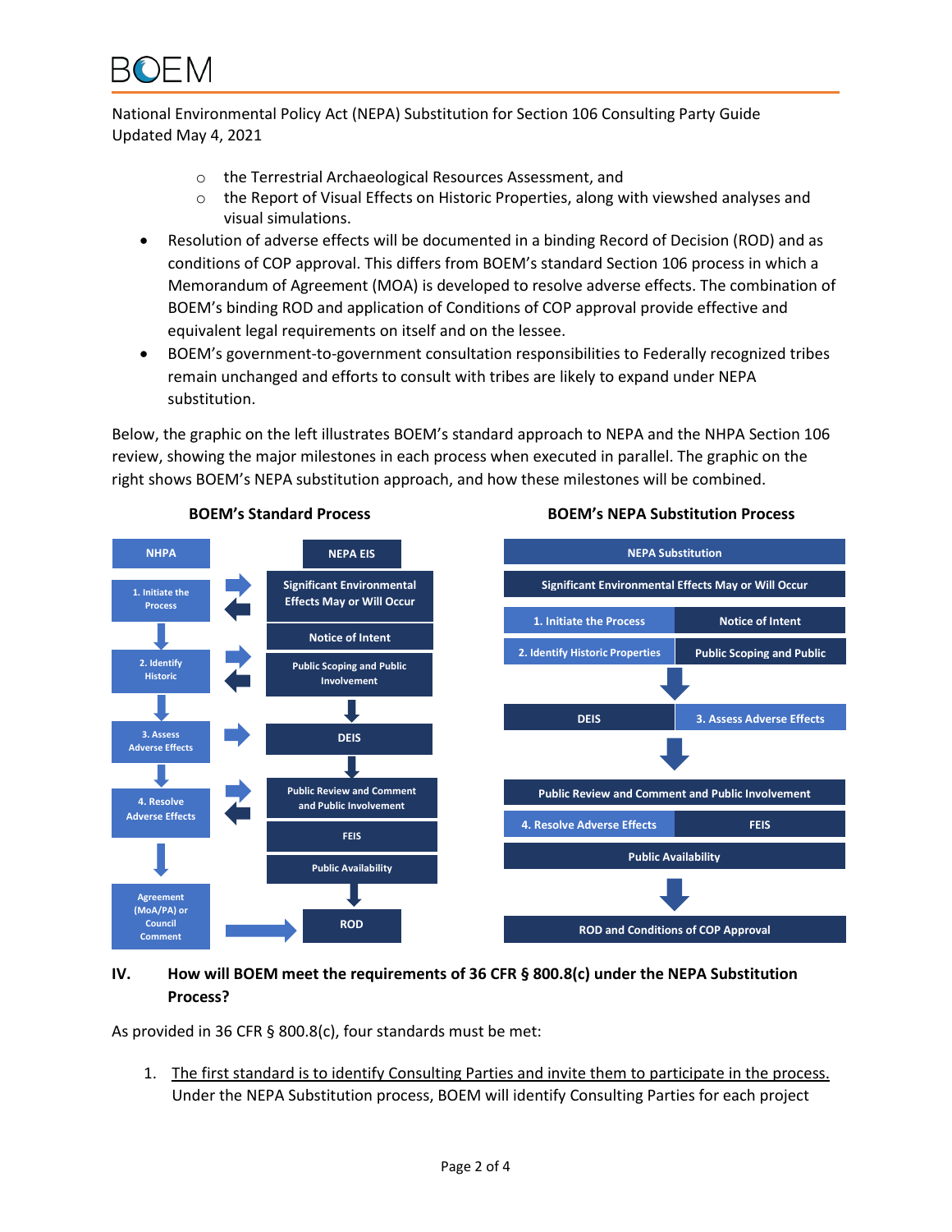- the Terrestrial Archaeological Resources Assessment, and
- the Report of Visual Effects on Historic Properties, along with viewshed analyses and visual simulations.

- Resolution of adverse effects will be documented in a binding Record of Decision (ROD) and as conditions of COP approval. This differs from BOEM's standard Section 106 process in which a Memorandum of Agreement (MOA) is developed to resolve adverse effects. The combination of BOEM's binding ROD and application of Conditions of COP approval provide effective and equivalent legal requirements on itself and on the lessee.
- BOEM's government-to-government consultation responsibilities to Federally recognized tribes remain unchanged and efforts to consult with tribes are likely to expand under NEPA substitution.

Below, the graphic on the left illustrates BOEM's standard approach to NEPA and the NHPA Section 106 review, showing the major milestones in each process when executed in parallel. The graphic on the right shows BOEM's NEPA substitution approach, and how these milestones will be combined.

**BOEM's Standard Process**

NHPA

1. Initiate the Process

2. Identify Historic

3. Assess Adverse Effects

4. Resolve Adverse Effects

Agreement (MoA/PA) or Council Comment

NEPA EIS

Significant Environmental Effects May or Will Occur

Notice of Intent

Public Scoping and Public Involvement

DEIS

Public Review and Comment and Public Involvement

FEIS

Public Availability

ROD

**BOEM's NEPA Substitution Process**

NEPA Substitution

Significant Environmental Effects May or Will Occur

1. Initiate the Process

Notice of Intent

2. Identify Historic Properties

Public Scoping and Public

DEIS

3. Assess Adverse Effects

Public Review and Comment and Public Involvement

4. Resolve Adverse Effects

FEIS

Public Availability

ROD and Conditions of COP Approval

## IV. How will BOEM meet the requirements of 36 CFR § 800.8(c) under the NEPA Substitution Process?

As provided in 36 CFR § 800.8(c), four standards must be met:

1. <u>The first standard is to identify Consulting Parties and invite them to participate in the process.</u> Under the NEPA Substitution process, BOEM will identify Consulting Parties for each project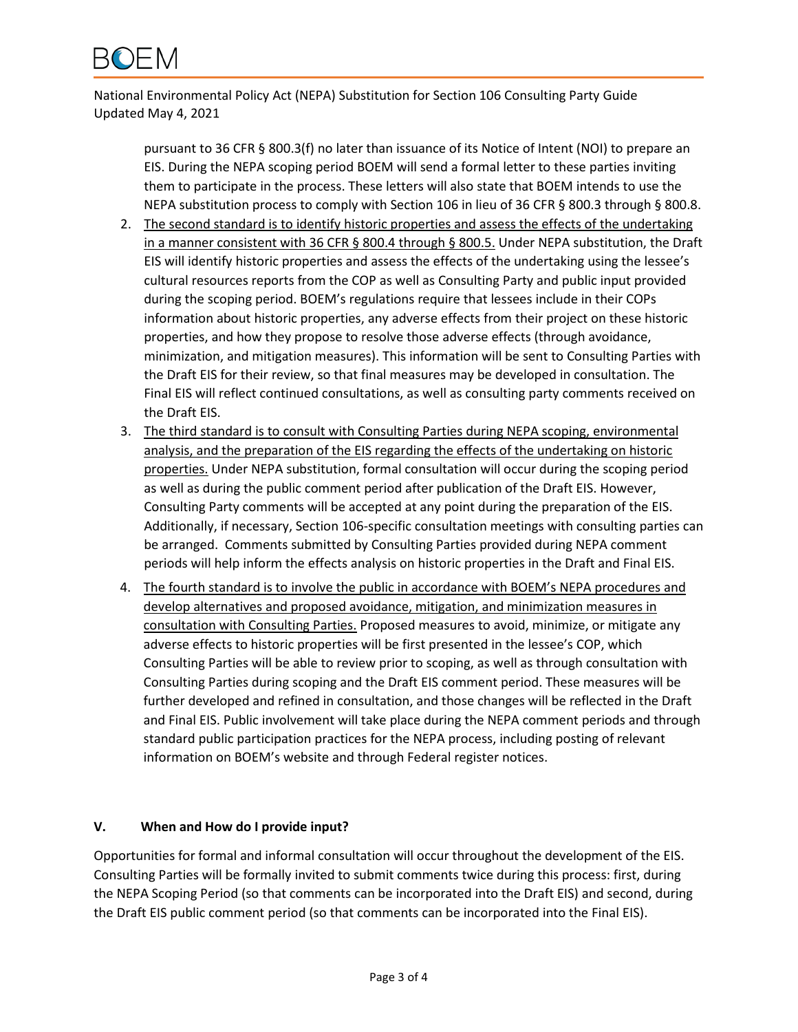pursuant to 36 CFR § 800.3(f) no later than issuance of its Notice of Intent (NOI) to prepare an EIS. During the NEPA scoping period BOEM will send a formal letter to these parties inviting them to participate in the process. These letters will also state that BOEM intends to use the NEPA substitution process to comply with Section 106 in lieu of 36 CFR § 800.3 through § 800.8.

2. <u>The second standard is to identify historic properties and assess the effects of the undertaking in a manner consistent with 36 CFR § 800.4 through § 800.5.</u> Under NEPA substitution, the Draft EIS will identify historic properties and assess the effects of the undertaking using the lessee's cultural resources reports from the COP as well as Consulting Party and public input provided during the scoping period. BOEM's regulations require that lessees include in their COPs information about historic properties, any adverse effects from their project on these historic properties, and how they propose to resolve those adverse effects (through avoidance, minimization, and mitigation measures). This information will be sent to Consulting Parties with the Draft EIS for their review, so that final measures may be developed in consultation. The Final EIS will reflect continued consultations, as well as consulting party comments received on the Draft EIS.
3. <u>The third standard is to consult with Consulting Parties during NEPA scoping, environmental analysis, and the preparation of the EIS regarding the effects of the undertaking on historic properties.</u> Under NEPA substitution, formal consultation will occur during the scoping period as well as during the public comment period after publication of the Draft EIS. However, Consulting Party comments will be accepted at any point during the preparation of the EIS. Additionally, if necessary, Section 106-specific consultation meetings with consulting parties can be arranged. Comments submitted by Consulting Parties provided during NEPA comment periods will help inform the effects analysis on historic properties in the Draft and Final EIS.
4. <u>The fourth standard is to involve the public in accordance with BOEM's NEPA procedures and develop alternatives and proposed avoidance, mitigation, and minimization measures in consultation with Consulting Parties.</u> Proposed measures to avoid, minimize, or mitigate any adverse effects to historic properties will be first presented in the lessee's COP, which Consulting Parties will be able to review prior to scoping, as well as through consultation with Consulting Parties during scoping and the Draft EIS comment period. These measures will be further developed and refined in consultation, and those changes will be reflected in the Draft and Final EIS. Public involvement will take place during the NEPA comment periods and through standard public participation practices for the NEPA process, including posting of relevant information on BOEM's website and through Federal register notices.

## V. When and How do I provide input?

Opportunities for formal and informal consultation will occur throughout the development of the EIS. Consulting Parties will be formally invited to submit comments twice during this process: first, during the NEPA Scoping Period (so that comments can be incorporated into the Draft EIS) and second, during the Draft EIS public comment period (so that comments can be incorporated into the Final EIS).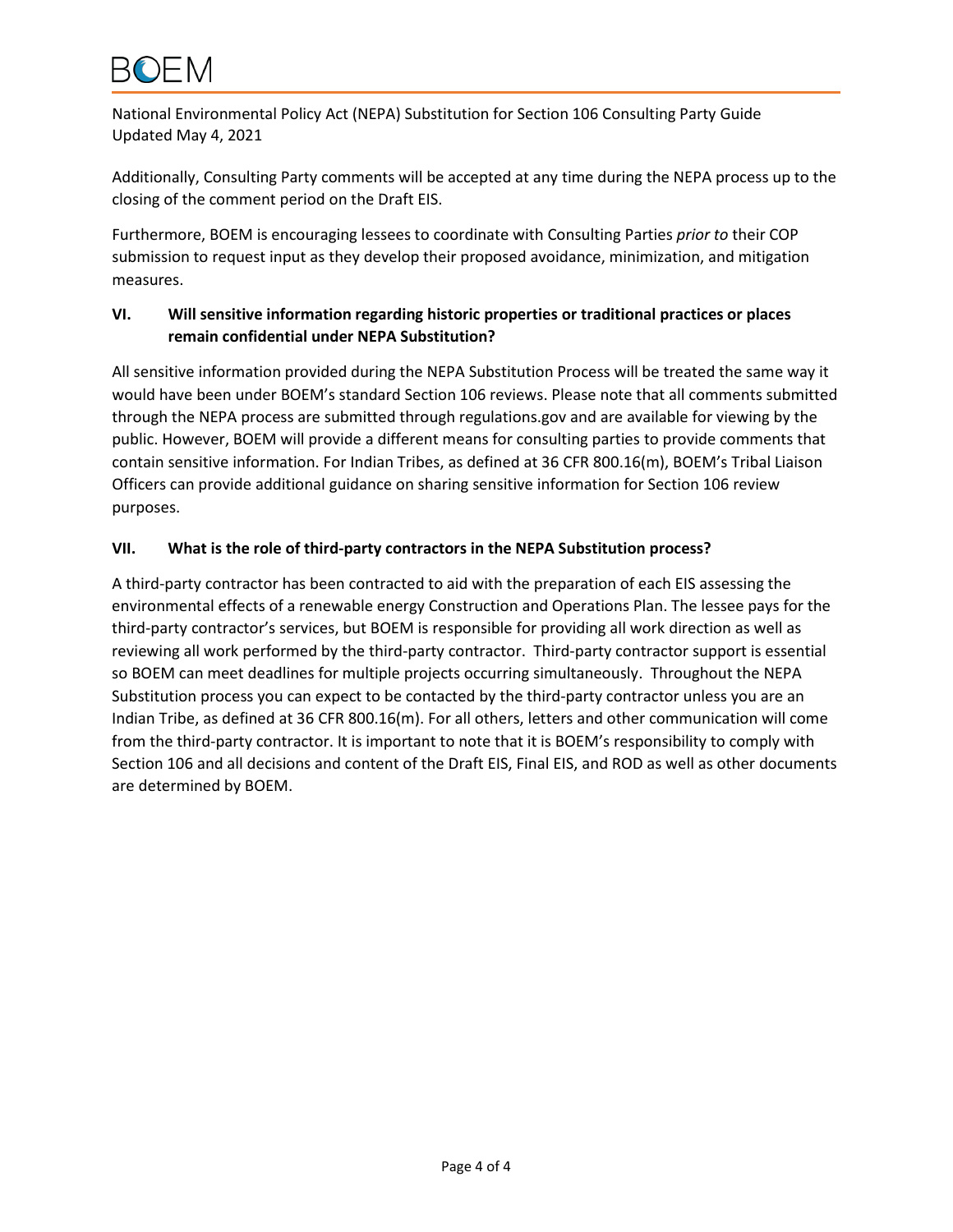Additionally, Consulting Party comments will be accepted at any time during the NEPA process up to the closing of the comment period on the Draft EIS.

Furthermore, BOEM is encouraging lessees to coordinate with Consulting Parties *prior to* their COP submission to request input as they develop their proposed avoidance, minimization, and mitigation measures.

## VI. Will sensitive information regarding historic properties or traditional practices or places remain confidential under NEPA Substitution?

All sensitive information provided during the NEPA Substitution Process will be treated the same way it would have been under BOEM's standard Section 106 reviews. Please note that all comments submitted through the NEPA process are submitted through regulations.gov and are available for viewing by the public. However, BOEM will provide a different means for consulting parties to provide comments that contain sensitive information. For Indian Tribes, as defined at 36 CFR 800.16(m), BOEM's Tribal Liaison Officers can provide additional guidance on sharing sensitive information for Section 106 review purposes.

## VII. What is the role of third-party contractors in the NEPA Substitution process?

A third-party contractor has been contracted to aid with the preparation of each EIS assessing the environmental effects of a renewable energy Construction and Operations Plan. The lessee pays for the third-party contractor's services, but BOEM is responsible for providing all work direction as well as reviewing all work performed by the third-party contractor. Third-party contractor support is essential so BOEM can meet deadlines for multiple projects occurring simultaneously. Throughout the NEPA Substitution process you can expect to be contacted by the third-party contractor unless you are an Indian Tribe, as defined at 36 CFR 800.16(m). For all others, letters and other communication will come from the third-party contractor. It is important to note that it is BOEM's responsibility to comply with Section 106 and all decisions and content of the Draft EIS, Final EIS, and ROD as well as other documents are determined by BOEM.